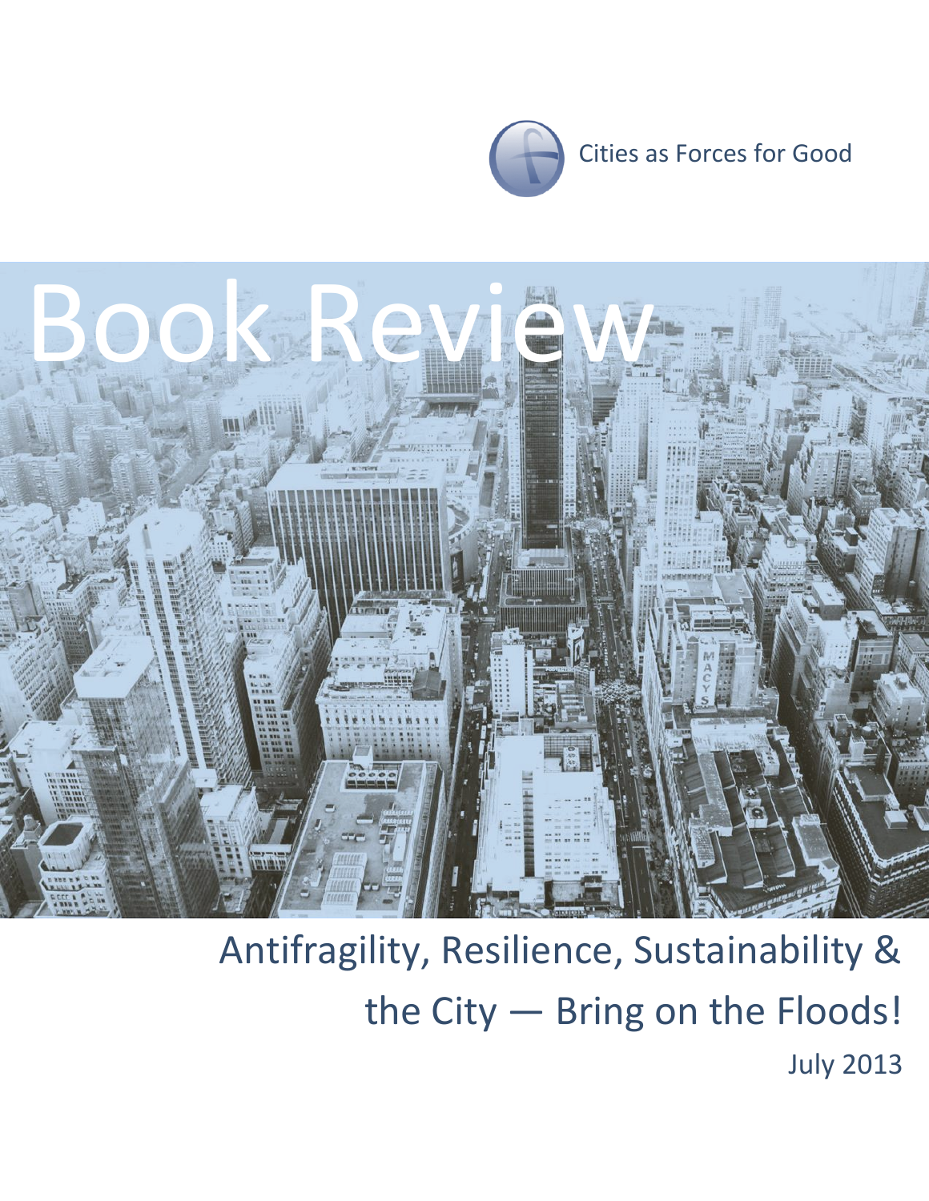Cities as Forces for Good

# Book Review

## Antifragility, Resilience, Sustainability & the City — Bring on the Floods!

July 2013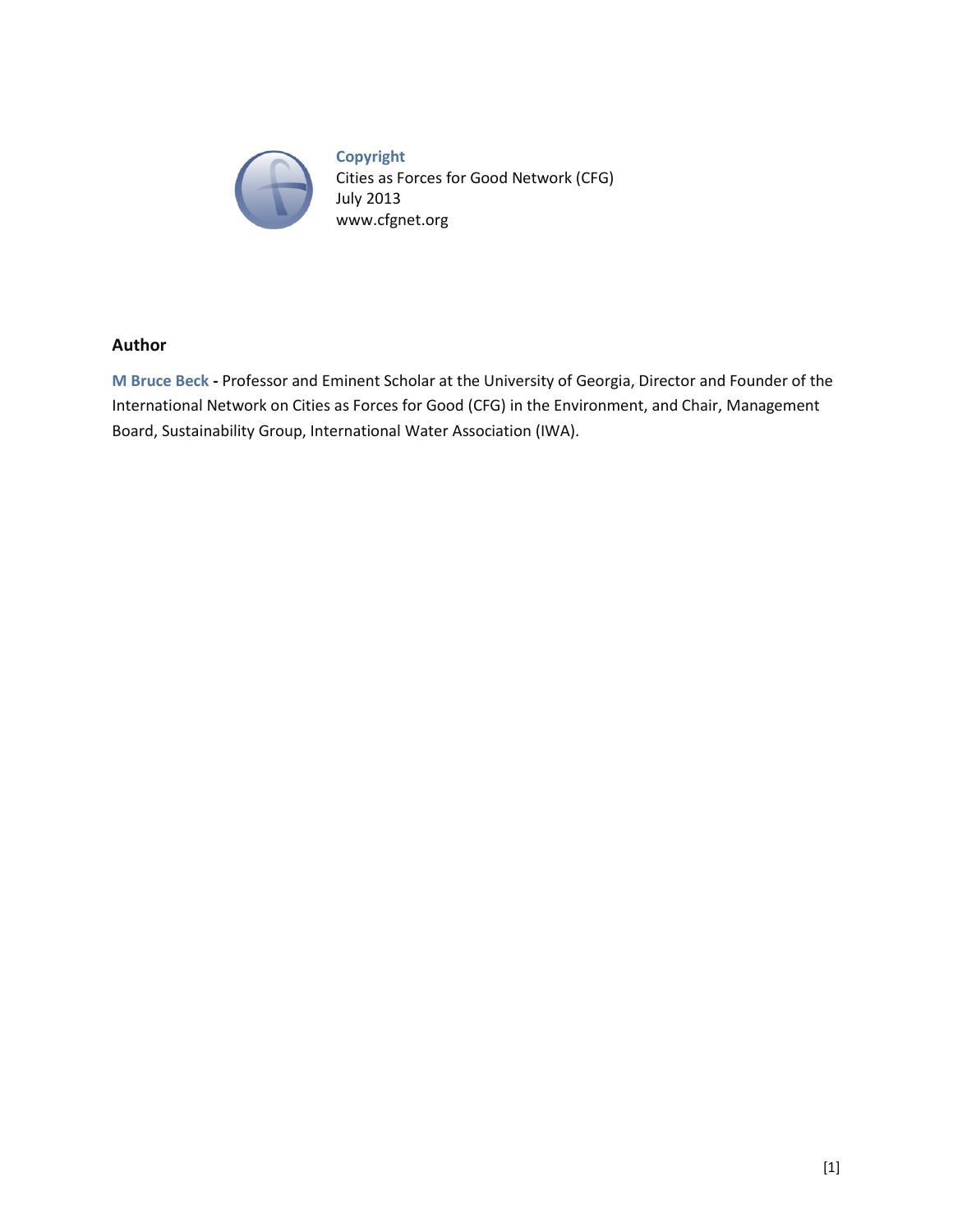**Copyright**
Cities as Forces for Good Network (CFG)
July 2013
www.cfgnet.org

## Author

**M Bruce Beck** - Professor and Eminent Scholar at the University of Georgia, Director and Founder of the International Network on Cities as Forces for Good (CFG) in the Environment, and Chair, Management Board, Sustainability Group, International Water Association (IWA).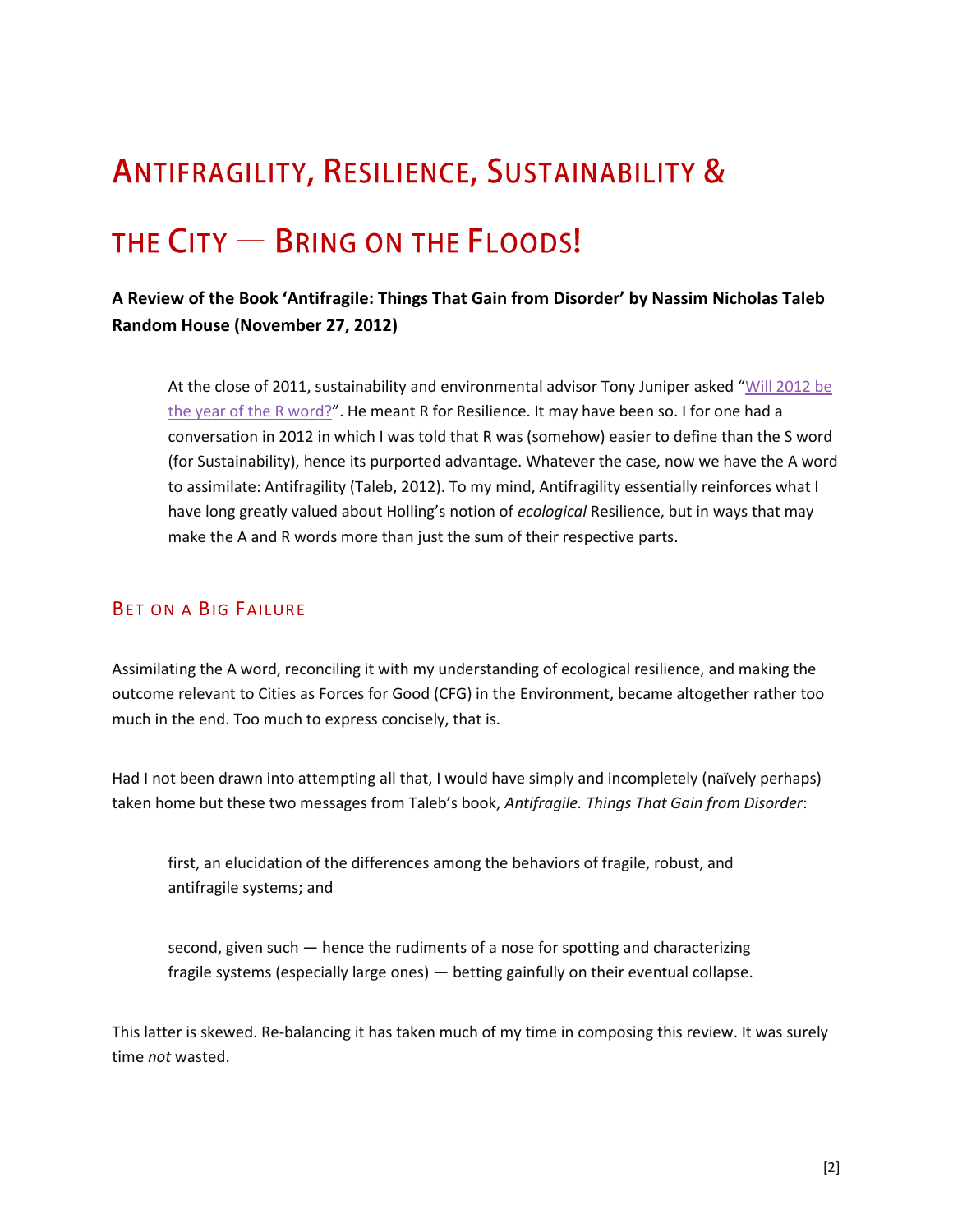# Antifragility, Resilience, Sustainability & the City — Bring on the Floods!

**A Review of the Book 'Antifragile: Things That Gain from Disorder' by Nassim Nicholas Taleb Random House (November 27, 2012)**

> At the close of 2011, sustainability and environmental advisor Tony Juniper asked "Will 2012 be the year of the R word?". He meant R for Resilience. It may have been so. I for one had a conversation in 2012 in which I was told that R was (somehow) easier to define than the S word (for Sustainability), hence its purported advantage. Whatever the case, now we have the A word to assimilate: Antifragility (Taleb, 2012). To my mind, Antifragility essentially reinforces what I have long greatly valued about Holling's notion of *ecological* Resilience, but in ways that may make the A and R words more than just the sum of their respective parts.

## Bet on a Big Failure

Assimilating the A word, reconciling it with my understanding of ecological resilience, and making the outcome relevant to Cities as Forces for Good (CFG) in the Environment, became altogether rather too much in the end. Too much to express concisely, that is.

Had I not been drawn into attempting all that, I would have simply and incompletely (naïvely perhaps) taken home but these two messages from Taleb's book, *Antifragile. Things That Gain from Disorder*:

> first, an elucidation of the differences among the behaviors of fragile, robust, and antifragile systems; and
>
> second, given such — hence the rudiments of a nose for spotting and characterizing fragile systems (especially large ones) — betting gainfully on their eventual collapse.

This latter is skewed. Re-balancing it has taken much of my time in composing this review. It was surely time *not* wasted.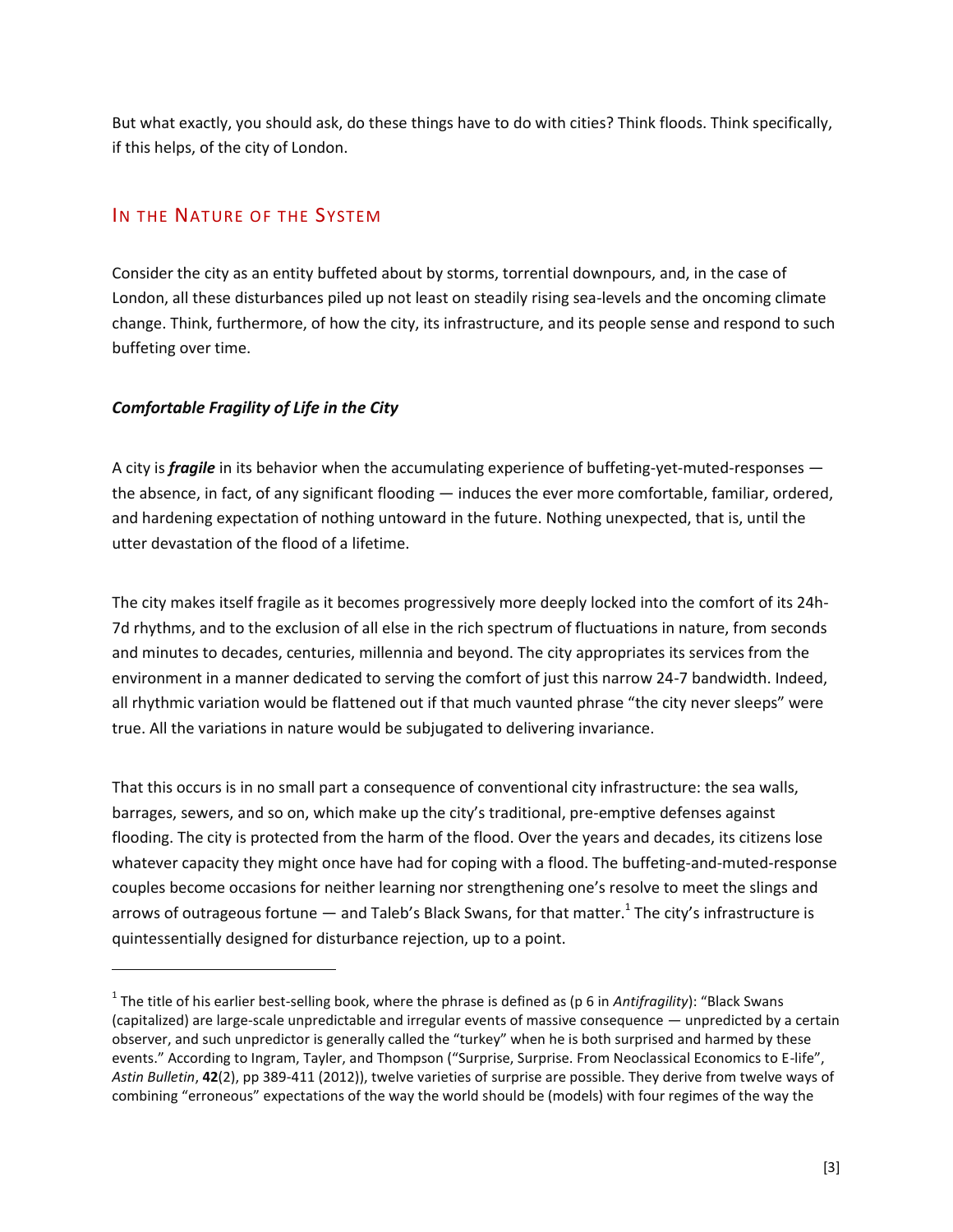But what exactly, you should ask, do these things have to do with cities? Think floods. Think specifically, if this helps, of the city of London.

## In the Nature of the System

Consider the city as an entity buffeted about by storms, torrential downpours, and, in the case of London, all these disturbances piled up not least on steadily rising sea-levels and the oncoming climate change. Think, furthermore, of how the city, its infrastructure, and its people sense and respond to such buffeting over time.

### *Comfortable Fragility of Life in the City*

A city is ***fragile*** in its behavior when the accumulating experience of buffeting-yet-muted-responses — the absence, in fact, of any significant flooding — induces the ever more comfortable, familiar, ordered, and hardening expectation of nothing untoward in the future. Nothing unexpected, that is, until the utter devastation of the flood of a lifetime.

The city makes itself fragile as it becomes progressively more deeply locked into the comfort of its 24h-7d rhythms, and to the exclusion of all else in the rich spectrum of fluctuations in nature, from seconds and minutes to decades, centuries, millennia and beyond. The city appropriates its services from the environment in a manner dedicated to serving the comfort of just this narrow 24-7 bandwidth. Indeed, all rhythmic variation would be flattened out if that much vaunted phrase "the city never sleeps" were true. All the variations in nature would be subjugated to delivering invariance.

That this occurs is in no small part a consequence of conventional city infrastructure: the sea walls, barrages, sewers, and so on, which make up the city's traditional, pre-emptive defenses against flooding. The city is protected from the harm of the flood. Over the years and decades, its citizens lose whatever capacity they might once have had for coping with a flood. The buffeting-and-muted-response couples become occasions for neither learning nor strengthening one's resolve to meet the slings and arrows of outrageous fortune — and Taleb's Black Swans, for that matter.[1] The city's infrastructure is quintessentially designed for disturbance rejection, up to a point.

[1] The title of his earlier best-selling book, where the phrase is defined as (p 6 in *Antifragility*): "Black Swans (capitalized) are large-scale unpredictable and irregular events of massive consequence — unpredicted by a certain observer, and such unpredictor is generally called the "turkey" when he is both surprised and harmed by these events." According to Ingram, Tayler, and Thompson ("Surprise, Surprise. From Neoclassical Economics to E-life", *Astin Bulletin*, **42**(2), pp 389-411 (2012)), twelve varieties of surprise are possible. They derive from twelve ways of combining "erroneous" expectations of the way the world should be (models) with four regimes of the way the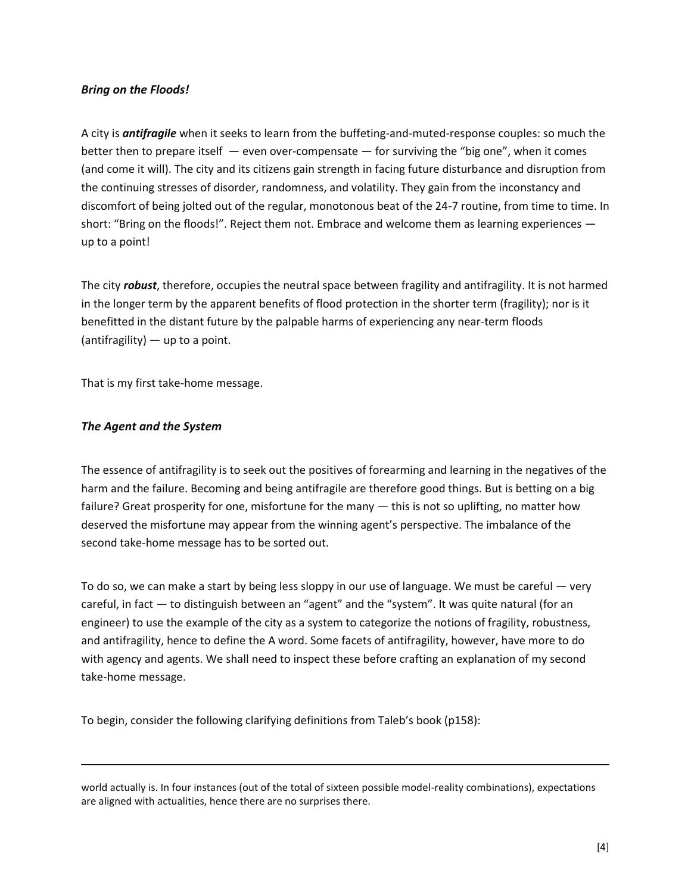### *Bring on the Floods!*

A city is ***antifragile*** when it seeks to learn from the buffeting-and-muted-response couples: so much the better then to prepare itself — even over-compensate — for surviving the "big one", when it comes (and come it will). The city and its citizens gain strength in facing future disturbance and disruption from the continuing stresses of disorder, randomness, and volatility. They gain from the inconstancy and discomfort of being jolted out of the regular, monotonous beat of the 24-7 routine, from time to time. In short: "Bring on the floods!". Reject them not. Embrace and welcome them as learning experiences — up to a point!

The city ***robust***, therefore, occupies the neutral space between fragility and antifragility. It is not harmed in the longer term by the apparent benefits of flood protection in the shorter term (fragility); nor is it benefitted in the distant future by the palpable harms of experiencing any near-term floods (antifragility) — up to a point.

That is my first take-home message.

### *The Agent and the System*

The essence of antifragility is to seek out the positives of forearming and learning in the negatives of the harm and the failure. Becoming and being antifragile are therefore good things. But is betting on a big failure? Great prosperity for one, misfortune for the many — this is not so uplifting, no matter how deserved the misfortune may appear from the winning agent's perspective. The imbalance of the second take-home message has to be sorted out.

To do so, we can make a start by being less sloppy in our use of language. We must be careful — very careful, in fact — to distinguish between an "agent" and the "system". It was quite natural (for an engineer) to use the example of the city as a system to categorize the notions of fragility, robustness, and antifragility, hence to define the A word. Some facets of antifragility, however, have more to do with agency and agents. We shall need to inspect these before crafting an explanation of my second take-home message.

To begin, consider the following clarifying definitions from Taleb's book (p158):

---

world actually is. In four instances (out of the total of sixteen possible model-reality combinations), expectations are aligned with actualities, hence there are no surprises there.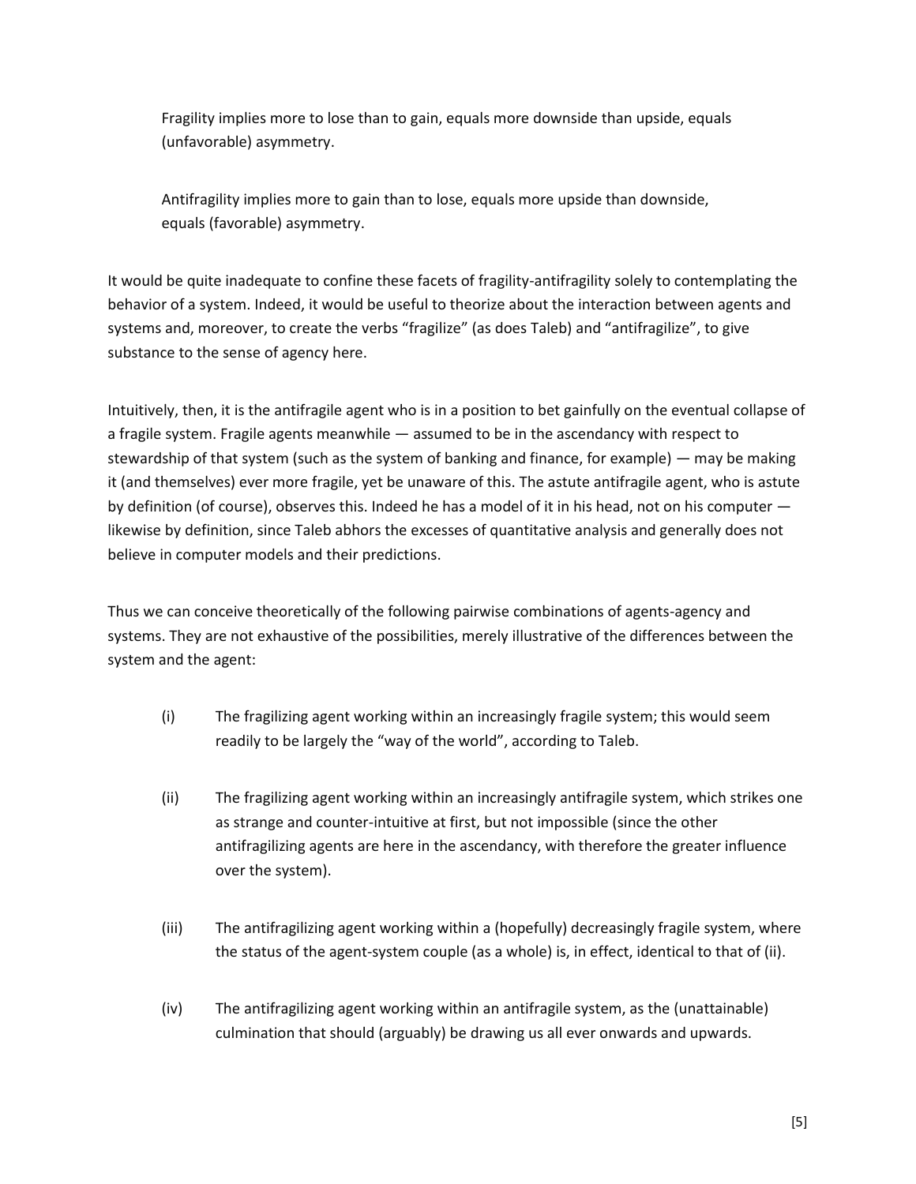> Fragility implies more to lose than to gain, equals more downside than upside, equals (unfavorable) asymmetry.
>
> Antifragility implies more to gain than to lose, equals more upside than downside, equals (favorable) asymmetry.

It would be quite inadequate to confine these facets of fragility-antifragility solely to contemplating the behavior of a system. Indeed, it would be useful to theorize about the interaction between agents and systems and, moreover, to create the verbs "fragilize" (as does Taleb) and "antifragilize", to give substance to the sense of agency here.

Intuitively, then, it is the antifragile agent who is in a position to bet gainfully on the eventual collapse of a fragile system. Fragile agents meanwhile — assumed to be in the ascendancy with respect to stewardship of that system (such as the system of banking and finance, for example) — may be making it (and themselves) ever more fragile, yet be unaware of this. The astute antifragile agent, who is astute by definition (of course), observes this. Indeed he has a model of it in his head, not on his computer — likewise by definition, since Taleb abhors the excesses of quantitative analysis and generally does not believe in computer models and their predictions.

Thus we can conceive theoretically of the following pairwise combinations of agents-agency and systems. They are not exhaustive of the possibilities, merely illustrative of the differences between the system and the agent:

(i) The fragilizing agent working within an increasingly fragile system; this would seem readily to be largely the "way of the world", according to Taleb.

(ii) The fragilizing agent working within an increasingly antifragile system, which strikes one as strange and counter-intuitive at first, but not impossible (since the other antifragilizing agents are here in the ascendancy, with therefore the greater influence over the system).

(iii) The antifragilizing agent working within a (hopefully) decreasingly fragile system, where the status of the agent-system couple (as a whole) is, in effect, identical to that of (ii).

(iv) The antifragilizing agent working within an antifragile system, as the (unattainable) culmination that should (arguably) be drawing us all ever onwards and upwards.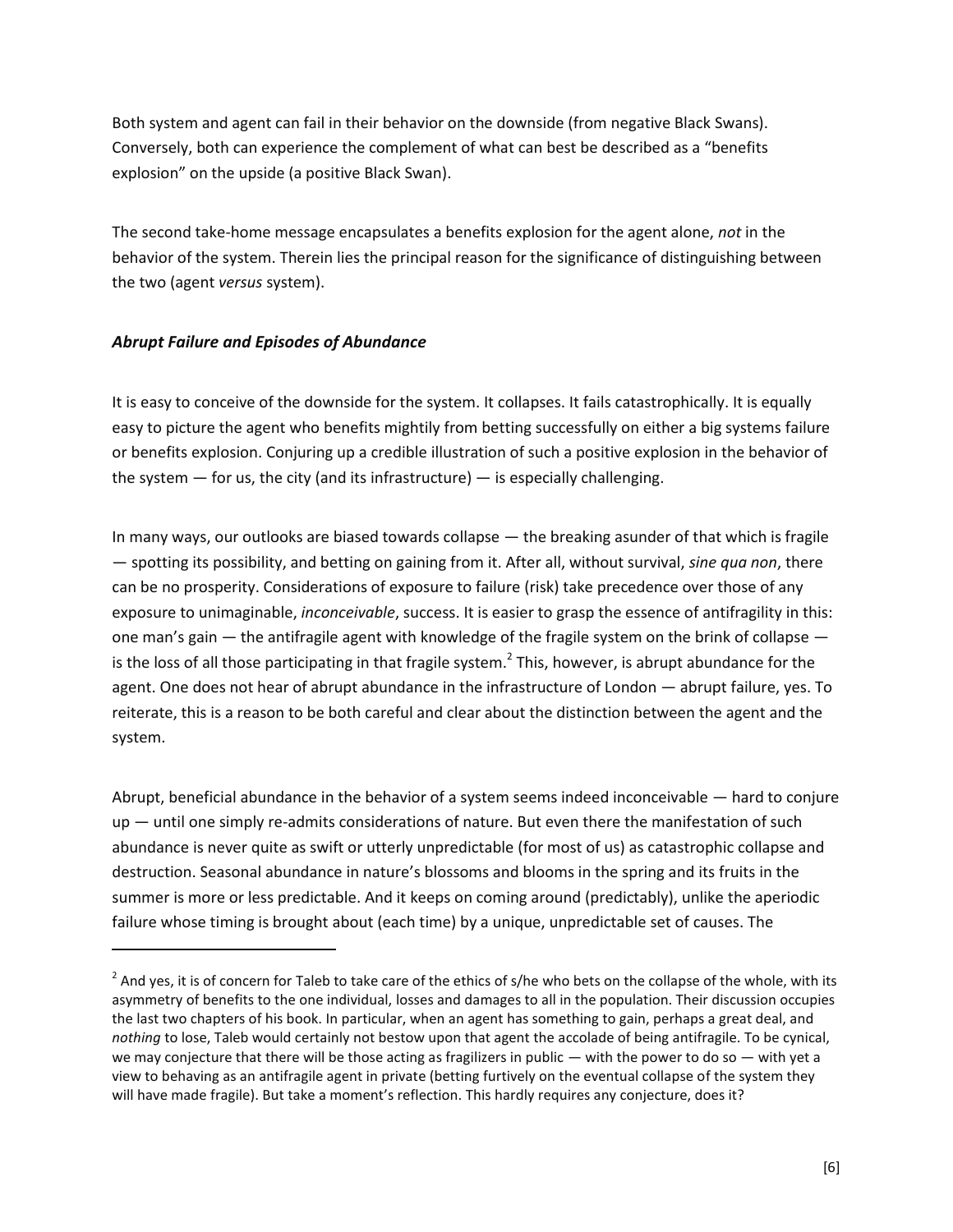Both system and agent can fail in their behavior on the downside (from negative Black Swans). Conversely, both can experience the complement of what can best be described as a "benefits explosion" on the upside (a positive Black Swan).

The second take-home message encapsulates a benefits explosion for the agent alone, *not* in the behavior of the system. Therein lies the principal reason for the significance of distinguishing between the two (agent *versus* system).

### *Abrupt Failure and Episodes of Abundance*

It is easy to conceive of the downside for the system. It collapses. It fails catastrophically. It is equally easy to picture the agent who benefits mightily from betting successfully on either a big systems failure or benefits explosion. Conjuring up a credible illustration of such a positive explosion in the behavior of the system — for us, the city (and its infrastructure) — is especially challenging.

In many ways, our outlooks are biased towards collapse — the breaking asunder of that which is fragile — spotting its possibility, and betting on gaining from it. After all, without survival, *sine qua non*, there can be no prosperity. Considerations of exposure to failure (risk) take precedence over those of any exposure to unimaginable, *inconceivable*, success. It is easier to grasp the essence of antifragility in this: one man's gain — the antifragile agent with knowledge of the fragile system on the brink of collapse — is the loss of all those participating in that fragile system.[2] This, however, is abrupt abundance for the agent. One does not hear of abrupt abundance in the infrastructure of London — abrupt failure, yes. To reiterate, this is a reason to be both careful and clear about the distinction between the agent and the system.

Abrupt, beneficial abundance in the behavior of a system seems indeed inconceivable — hard to conjure up — until one simply re-admits considerations of nature. But even there the manifestation of such abundance is never quite as swift or utterly unpredictable (for most of us) as catastrophic collapse and destruction. Seasonal abundance in nature's blossoms and blooms in the spring and its fruits in the summer is more or less predictable. And it keeps on coming around (predictably), unlike the aperiodic failure whose timing is brought about (each time) by a unique, unpredictable set of causes. The

---

[2] And yes, it is of concern for Taleb to take care of the ethics of s/he who bets on the collapse of the whole, with its asymmetry of benefits to the one individual, losses and damages to all in the population. Their discussion occupies the last two chapters of his book. In particular, when an agent has something to gain, perhaps a great deal, and *nothing* to lose, Taleb would certainly not bestow upon that agent the accolade of being antifragile. To be cynical, we may conjecture that there will be those acting as fragilizers in public — with the power to do so — with yet a view to behaving as an antifragile agent in private (betting furtively on the eventual collapse of the system they will have made fragile). But take a moment's reflection. This hardly requires any conjecture, does it?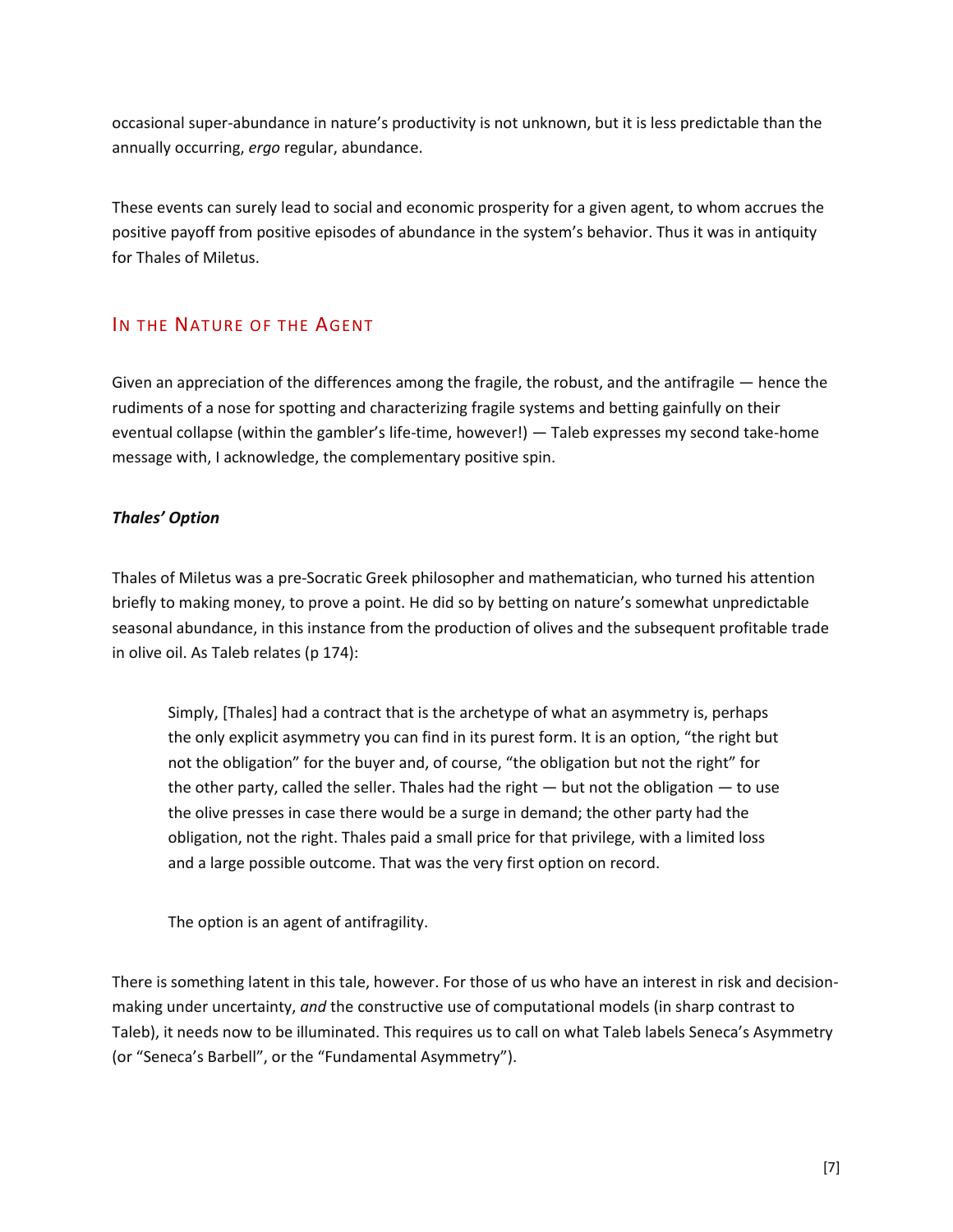occasional super-abundance in nature's productivity is not unknown, but it is less predictable than the annually occurring, *ergo* regular, abundance.

These events can surely lead to social and economic prosperity for a given agent, to whom accrues the positive payoff from positive episodes of abundance in the system's behavior. Thus it was in antiquity for Thales of Miletus.

## In the Nature of the Agent

Given an appreciation of the differences among the fragile, the robust, and the antifragile — hence the rudiments of a nose for spotting and characterizing fragile systems and betting gainfully on their eventual collapse (within the gambler's life-time, however!) — Taleb expresses my second take-home message with, I acknowledge, the complementary positive spin.

### *Thales' Option*

Thales of Miletus was a pre-Socratic Greek philosopher and mathematician, who turned his attention briefly to making money, to prove a point. He did so by betting on nature's somewhat unpredictable seasonal abundance, in this instance from the production of olives and the subsequent profitable trade in olive oil. As Taleb relates (p 174):

> Simply, [Thales] had a contract that is the archetype of what an asymmetry is, perhaps the only explicit asymmetry you can find in its purest form. It is an option, "the right but not the obligation" for the buyer and, of course, "the obligation but not the right" for the other party, called the seller. Thales had the right — but not the obligation — to use the olive presses in case there would be a surge in demand; the other party had the obligation, not the right. Thales paid a small price for that privilege, with a limited loss and a large possible outcome. That was the very first option on record.
>
> The option is an agent of antifragility.

There is something latent in this tale, however. For those of us who have an interest in risk and decision-making under uncertainty, *and* the constructive use of computational models (in sharp contrast to Taleb), it needs now to be illuminated. This requires us to call on what Taleb labels Seneca's Asymmetry (or "Seneca's Barbell", or the "Fundamental Asymmetry").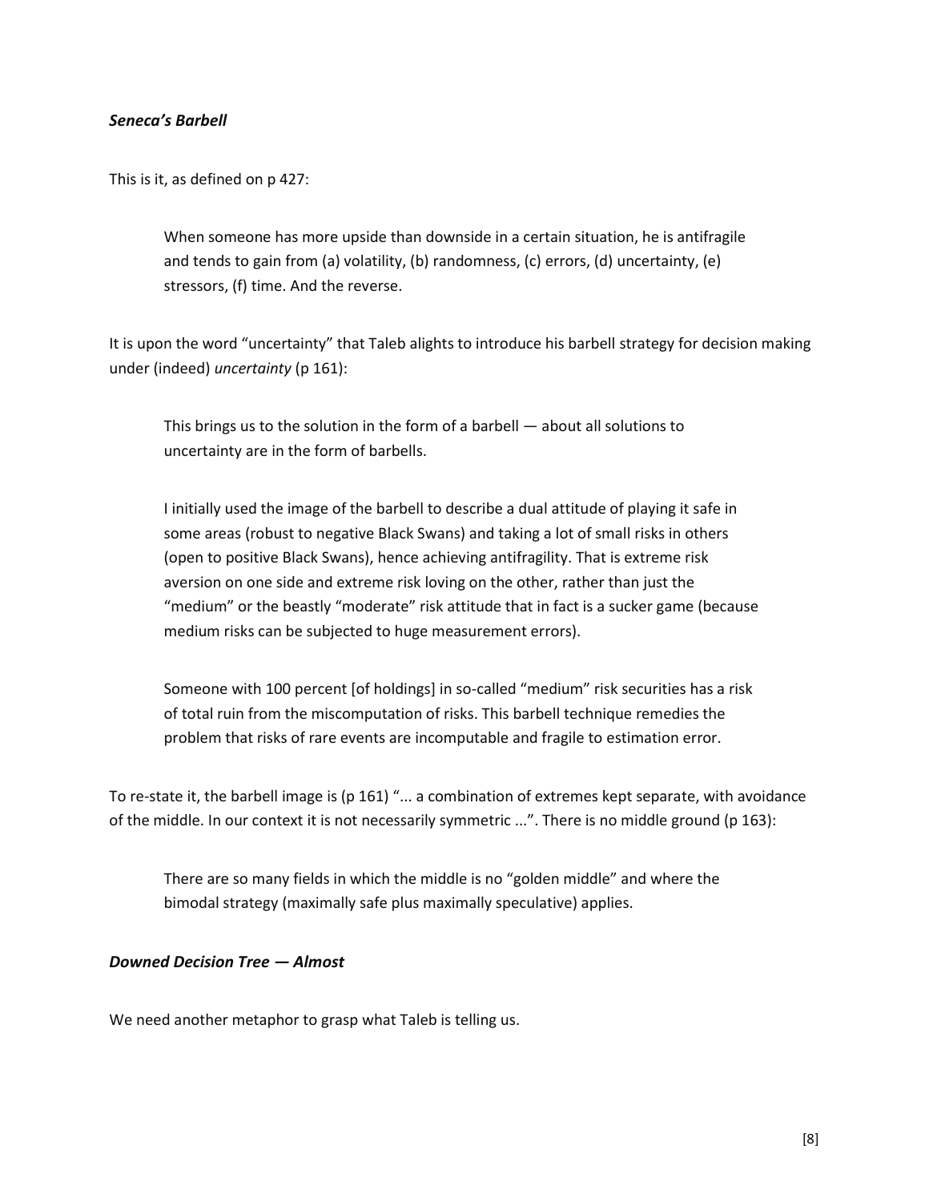### *Seneca's Barbell*

This is it, as defined on p 427:

> When someone has more upside than downside in a certain situation, he is antifragile and tends to gain from (a) volatility, (b) randomness, (c) errors, (d) uncertainty, (e) stressors, (f) time. And the reverse.

It is upon the word "uncertainty" that Taleb alights to introduce his barbell strategy for decision making under (indeed) *uncertainty* (p 161):

> This brings us to the solution in the form of a barbell — about all solutions to uncertainty are in the form of barbells.
>
> I initially used the image of the barbell to describe a dual attitude of playing it safe in some areas (robust to negative Black Swans) and taking a lot of small risks in others (open to positive Black Swans), hence achieving antifragility. That is extreme risk aversion on one side and extreme risk loving on the other, rather than just the "medium" or the beastly "moderate" risk attitude that in fact is a sucker game (because medium risks can be subjected to huge measurement errors).
>
> Someone with 100 percent [of holdings] in so-called "medium" risk securities has a risk of total ruin from the miscomputation of risks. This barbell technique remedies the problem that risks of rare events are incomputable and fragile to estimation error.

To re-state it, the barbell image is (p 161) "... a combination of extremes kept separate, with avoidance of the middle. In our context it is not necessarily symmetric ...". There is no middle ground (p 163):

> There are so many fields in which the middle is no "golden middle" and where the bimodal strategy (maximally safe plus maximally speculative) applies.

### *Downed Decision Tree — Almost*

We need another metaphor to grasp what Taleb is telling us.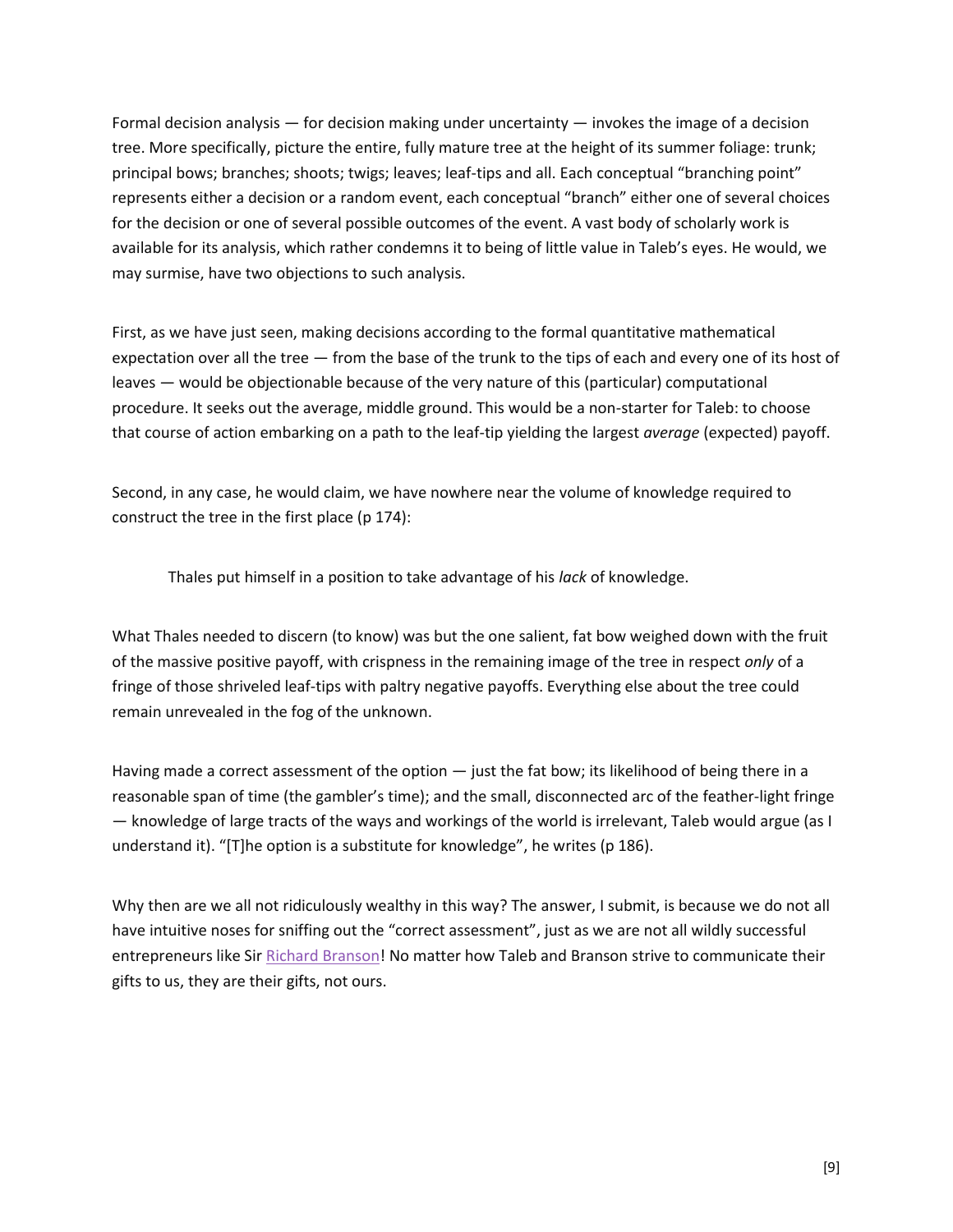Formal decision analysis — for decision making under uncertainty — invokes the image of a decision tree. More specifically, picture the entire, fully mature tree at the height of its summer foliage: trunk; principal bows; branches; shoots; twigs; leaves; leaf-tips and all. Each conceptual "branching point" represents either a decision or a random event, each conceptual "branch" either one of several choices for the decision or one of several possible outcomes of the event. A vast body of scholarly work is available for its analysis, which rather condemns it to being of little value in Taleb's eyes. He would, we may surmise, have two objections to such analysis.

First, as we have just seen, making decisions according to the formal quantitative mathematical expectation over all the tree — from the base of the trunk to the tips of each and every one of its host of leaves — would be objectionable because of the very nature of this (particular) computational procedure. It seeks out the average, middle ground. This would be a non-starter for Taleb: to choose that course of action embarking on a path to the leaf-tip yielding the largest *average* (expected) payoff.

Second, in any case, he would claim, we have nowhere near the volume of knowledge required to construct the tree in the first place (p 174):

> Thales put himself in a position to take advantage of his *lack* of knowledge.

What Thales needed to discern (to know) was but the one salient, fat bow weighed down with the fruit of the massive positive payoff, with crispness in the remaining image of the tree in respect *only* of a fringe of those shriveled leaf-tips with paltry negative payoffs. Everything else about the tree could remain unrevealed in the fog of the unknown.

Having made a correct assessment of the option — just the fat bow; its likelihood of being there in a reasonable span of time (the gambler's time); and the small, disconnected arc of the feather-light fringe — knowledge of large tracts of the ways and workings of the world is irrelevant, Taleb would argue (as I understand it). "[T]he option is a substitute for knowledge", he writes (p 186).

Why then are we all not ridiculously wealthy in this way? The answer, I submit, is because we do not all have intuitive noses for sniffing out the "correct assessment", just as we are not all wildly successful entrepreneurs like Sir Richard Branson! No matter how Taleb and Branson strive to communicate their gifts to us, they are their gifts, not ours.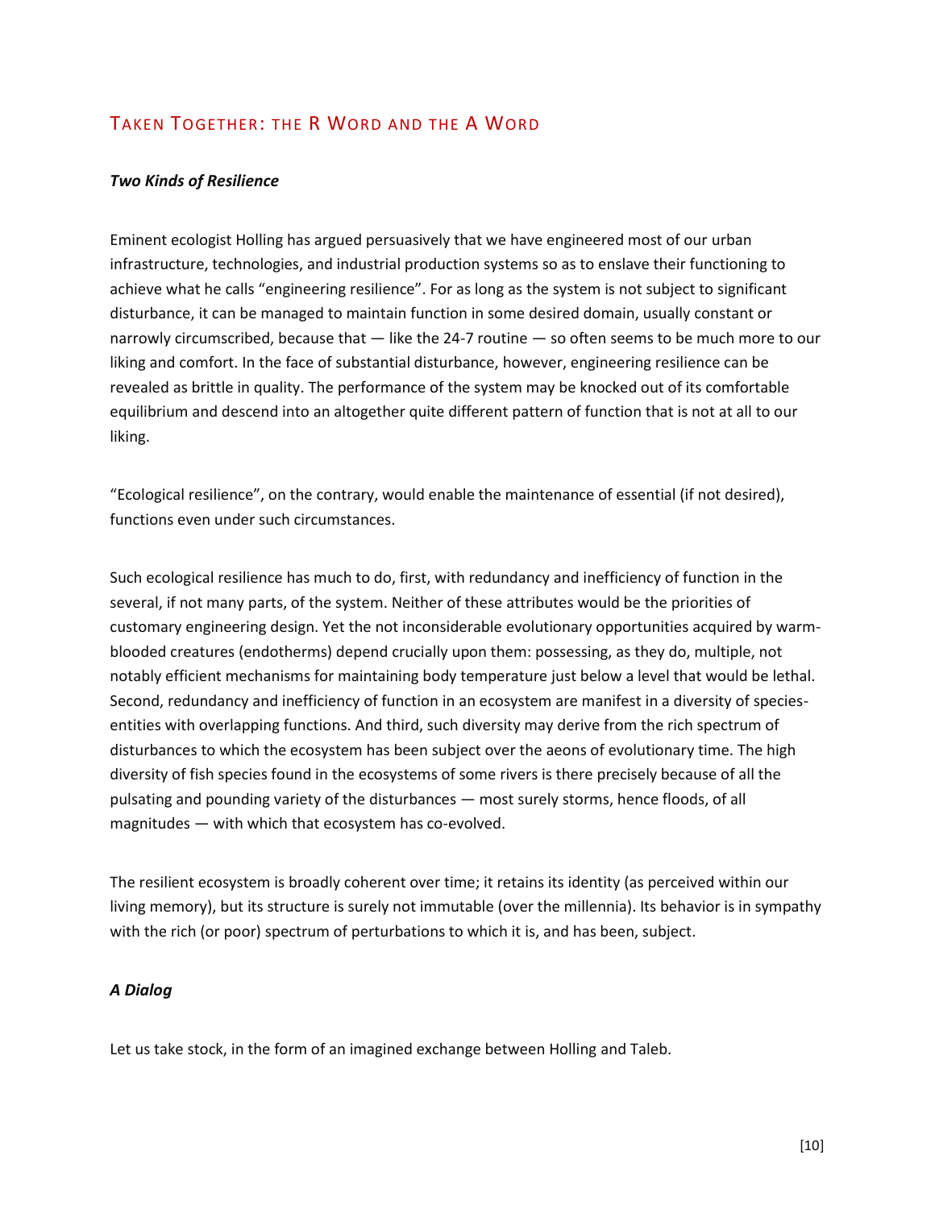## Taken Together: the R Word and the A Word

### *Two Kinds of Resilience*

Eminent ecologist Holling has argued persuasively that we have engineered most of our urban infrastructure, technologies, and industrial production systems so as to enslave their functioning to achieve what he calls "engineering resilience". For as long as the system is not subject to significant disturbance, it can be managed to maintain function in some desired domain, usually constant or narrowly circumscribed, because that — like the 24-7 routine — so often seems to be much more to our liking and comfort. In the face of substantial disturbance, however, engineering resilience can be revealed as brittle in quality. The performance of the system may be knocked out of its comfortable equilibrium and descend into an altogether quite different pattern of function that is not at all to our liking.

"Ecological resilience", on the contrary, would enable the maintenance of essential (if not desired), functions even under such circumstances.

Such ecological resilience has much to do, first, with redundancy and inefficiency of function in the several, if not many parts, of the system. Neither of these attributes would be the priorities of customary engineering design. Yet the not inconsiderable evolutionary opportunities acquired by warm-blooded creatures (endotherms) depend crucially upon them: possessing, as they do, multiple, not notably efficient mechanisms for maintaining body temperature just below a level that would be lethal. Second, redundancy and inefficiency of function in an ecosystem are manifest in a diversity of species-entities with overlapping functions. And third, such diversity may derive from the rich spectrum of disturbances to which the ecosystem has been subject over the aeons of evolutionary time. The high diversity of fish species found in the ecosystems of some rivers is there precisely because of all the pulsating and pounding variety of the disturbances — most surely storms, hence floods, of all magnitudes — with which that ecosystem has co-evolved.

The resilient ecosystem is broadly coherent over time; it retains its identity (as perceived within our living memory), but its structure is surely not immutable (over the millennia). Its behavior is in sympathy with the rich (or poor) spectrum of perturbations to which it is, and has been, subject.

### *A Dialog*

Let us take stock, in the form of an imagined exchange between Holling and Taleb.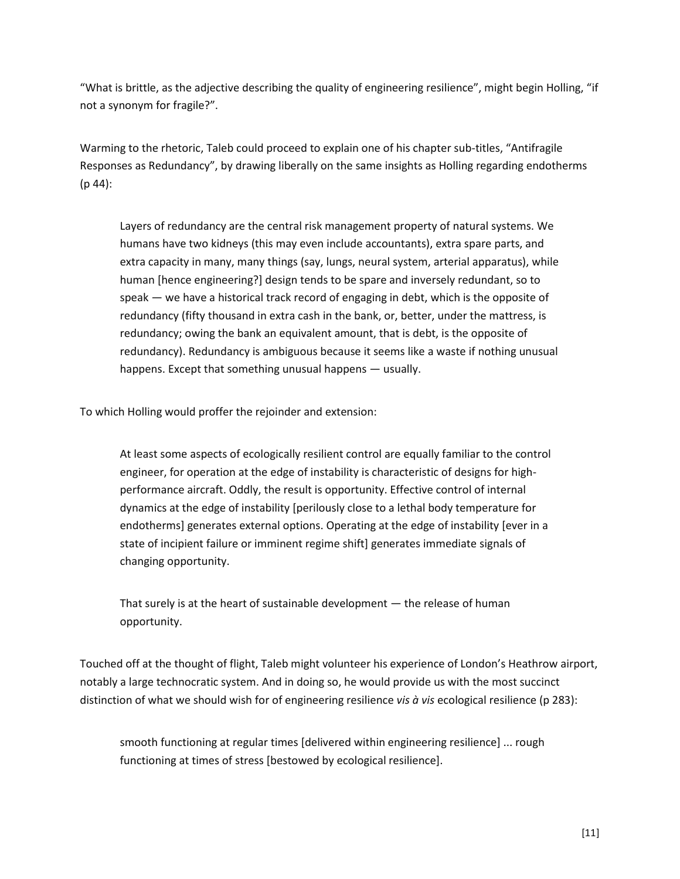"What is brittle, as the adjective describing the quality of engineering resilience", might begin Holling, "if not a synonym for fragile?".

Warming to the rhetoric, Taleb could proceed to explain one of his chapter sub-titles, "Antifragile Responses as Redundancy", by drawing liberally on the same insights as Holling regarding endotherms (p 44):

> Layers of redundancy are the central risk management property of natural systems. We humans have two kidneys (this may even include accountants), extra spare parts, and extra capacity in many, many things (say, lungs, neural system, arterial apparatus), while human [hence engineering?] design tends to be spare and inversely redundant, so to speak — we have a historical track record of engaging in debt, which is the opposite of redundancy (fifty thousand in extra cash in the bank, or, better, under the mattress, is redundancy; owing the bank an equivalent amount, that is debt, is the opposite of redundancy). Redundancy is ambiguous because it seems like a waste if nothing unusual happens. Except that something unusual happens — usually.

To which Holling would proffer the rejoinder and extension:

> At least some aspects of ecologically resilient control are equally familiar to the control engineer, for operation at the edge of instability is characteristic of designs for high-performance aircraft. Oddly, the result is opportunity. Effective control of internal dynamics at the edge of instability [perilously close to a lethal body temperature for endotherms] generates external options. Operating at the edge of instability [ever in a state of incipient failure or imminent regime shift] generates immediate signals of changing opportunity.
>
> That surely is at the heart of sustainable development — the release of human opportunity.

Touched off at the thought of flight, Taleb might volunteer his experience of London's Heathrow airport, notably a large technocratic system. And in doing so, he would provide us with the most succinct distinction of what we should wish for of engineering resilience *vis à vis* ecological resilience (p 283):

> smooth functioning at regular times [delivered within engineering resilience] ... rough functioning at times of stress [bestowed by ecological resilience].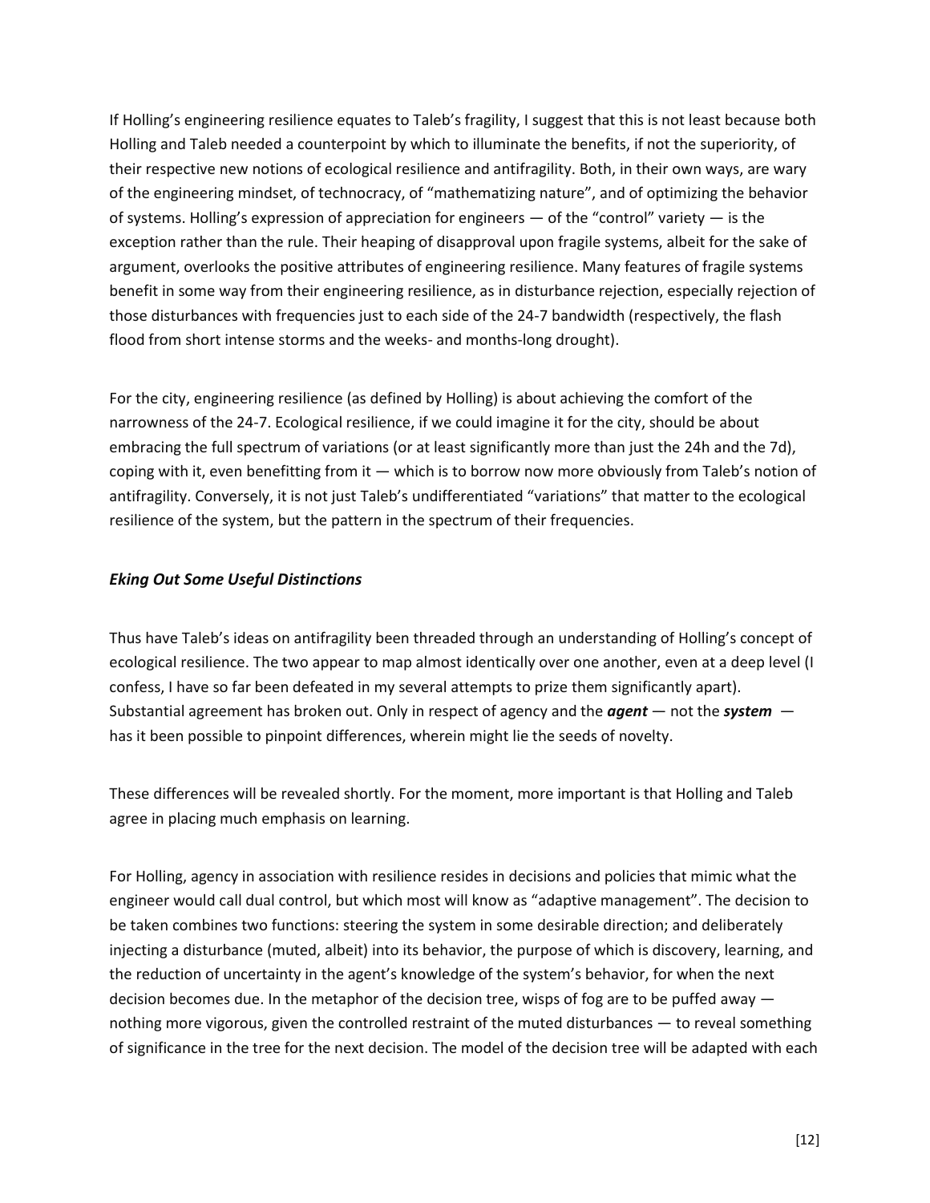If Holling's engineering resilience equates to Taleb's fragility, I suggest that this is not least because both Holling and Taleb needed a counterpoint by which to illuminate the benefits, if not the superiority, of their respective new notions of ecological resilience and antifragility. Both, in their own ways, are wary of the engineering mindset, of technocracy, of "mathematizing nature", and of optimizing the behavior of systems. Holling's expression of appreciation for engineers — of the "control" variety — is the exception rather than the rule. Their heaping of disapproval upon fragile systems, albeit for the sake of argument, overlooks the positive attributes of engineering resilience. Many features of fragile systems benefit in some way from their engineering resilience, as in disturbance rejection, especially rejection of those disturbances with frequencies just to each side of the 24-7 bandwidth (respectively, the flash flood from short intense storms and the weeks- and months-long drought).

For the city, engineering resilience (as defined by Holling) is about achieving the comfort of the narrowness of the 24-7. Ecological resilience, if we could imagine it for the city, should be about embracing the full spectrum of variations (or at least significantly more than just the 24h and the 7d), coping with it, even benefitting from it — which is to borrow now more obviously from Taleb's notion of antifragility. Conversely, it is not just Taleb's undifferentiated "variations" that matter to the ecological resilience of the system, but the pattern in the spectrum of their frequencies.

### *Eking Out Some Useful Distinctions*

Thus have Taleb's ideas on antifragility been threaded through an understanding of Holling's concept of ecological resilience. The two appear to map almost identically over one another, even at a deep level (I confess, I have so far been defeated in my several attempts to prize them significantly apart). Substantial agreement has broken out. Only in respect of agency and the ***agent*** — not the ***system*** — has it been possible to pinpoint differences, wherein might lie the seeds of novelty.

These differences will be revealed shortly. For the moment, more important is that Holling and Taleb agree in placing much emphasis on learning.

For Holling, agency in association with resilience resides in decisions and policies that mimic what the engineer would call dual control, but which most will know as "adaptive management". The decision to be taken combines two functions: steering the system in some desirable direction; and deliberately injecting a disturbance (muted, albeit) into its behavior, the purpose of which is discovery, learning, and the reduction of uncertainty in the agent's knowledge of the system's behavior, for when the next decision becomes due. In the metaphor of the decision tree, wisps of fog are to be puffed away — nothing more vigorous, given the controlled restraint of the muted disturbances — to reveal something of significance in the tree for the next decision. The model of the decision tree will be adapted with each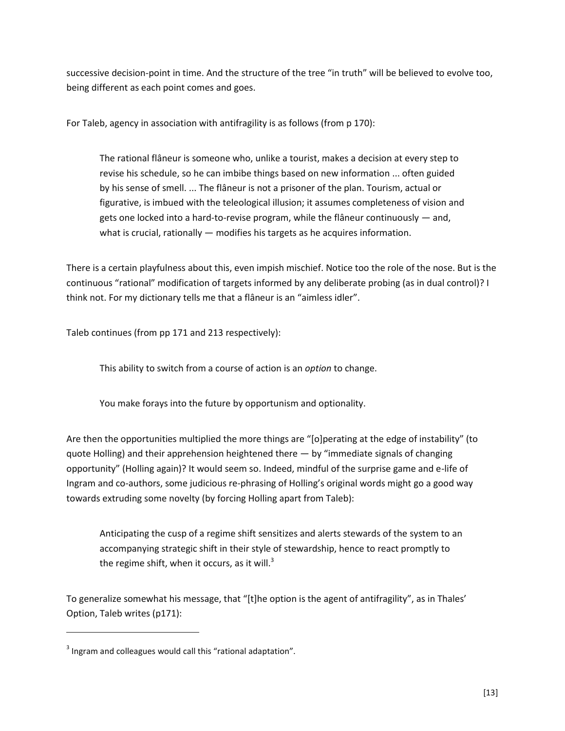successive decision-point in time. And the structure of the tree "in truth" will be believed to evolve too, being different as each point comes and goes.

For Taleb, agency in association with antifragility is as follows (from p 170):

> The rational flâneur is someone who, unlike a tourist, makes a decision at every step to revise his schedule, so he can imbibe things based on new information ... often guided by his sense of smell. ... The flâneur is not a prisoner of the plan. Tourism, actual or figurative, is imbued with the teleological illusion; it assumes completeness of vision and gets one locked into a hard-to-revise program, while the flâneur continuously — and, what is crucial, rationally — modifies his targets as he acquires information.

There is a certain playfulness about this, even impish mischief. Notice too the role of the nose. But is the continuous "rational" modification of targets informed by any deliberate probing (as in dual control)? I think not. For my dictionary tells me that a flâneur is an "aimless idler".

Taleb continues (from pp 171 and 213 respectively):

> This ability to switch from a course of action is an *option* to change.
>
> You make forays into the future by opportunism and optionality.

Are then the opportunities multiplied the more things are "[o]perating at the edge of instability" (to quote Holling) and their apprehension heightened there — by "immediate signals of changing opportunity" (Holling again)? It would seem so. Indeed, mindful of the surprise game and e-life of Ingram and co-authors, some judicious re-phrasing of Holling's original words might go a good way towards extruding some novelty (by forcing Holling apart from Taleb):

> Anticipating the cusp of a regime shift sensitizes and alerts stewards of the system to an accompanying strategic shift in their style of stewardship, hence to react promptly to the regime shift, when it occurs, as it will.[3]

To generalize somewhat his message, that "[t]he option is the agent of antifragility", as in Thales' Option, Taleb writes (p171):

---

[3] Ingram and colleagues would call this "rational adaptation".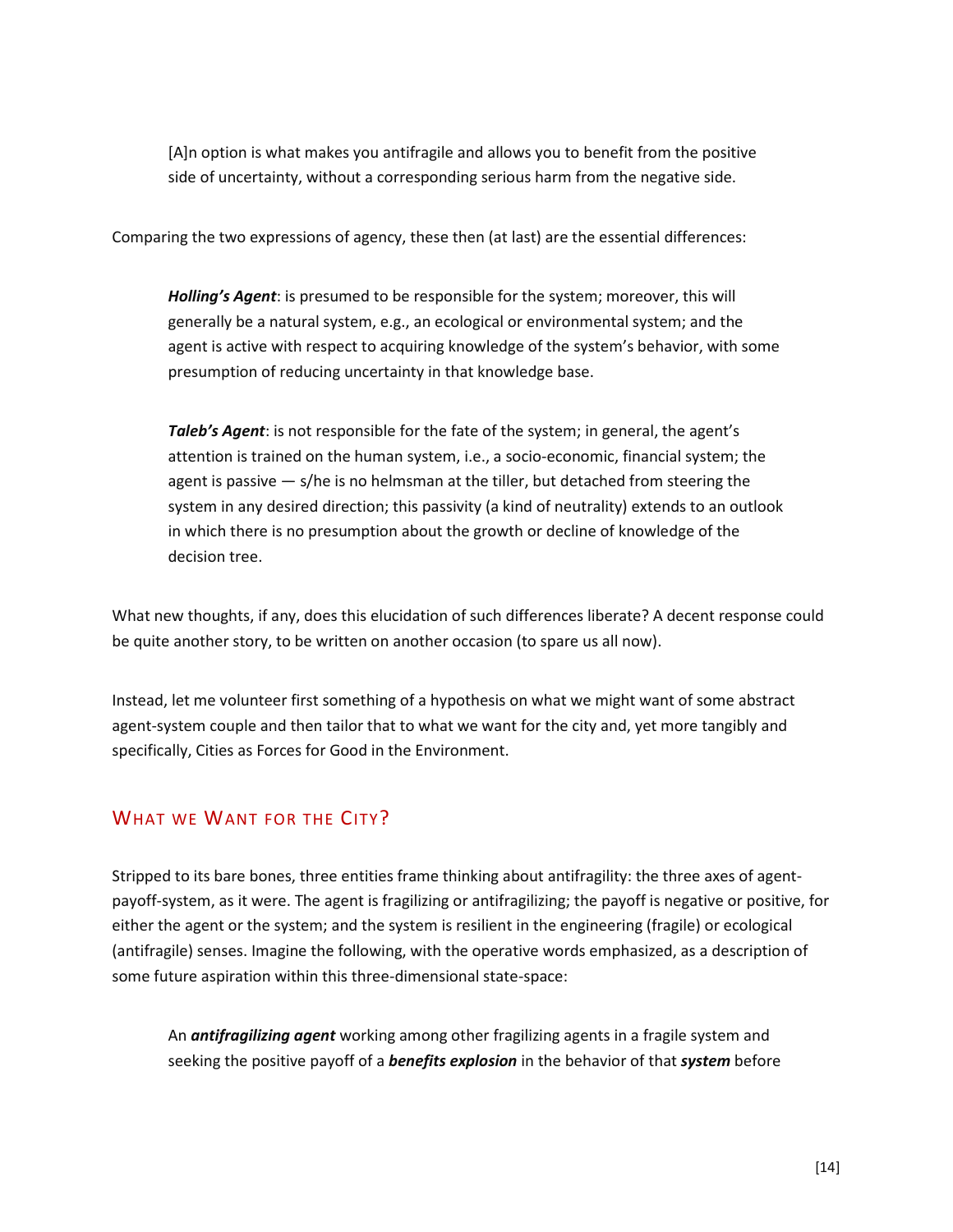> [A]n option is what makes you antifragile and allows you to benefit from the positive side of uncertainty, without a corresponding serious harm from the negative side.

Comparing the two expressions of agency, these then (at last) are the essential differences:

> ***Holling's Agent***: is presumed to be responsible for the system; moreover, this will generally be a natural system, e.g., an ecological or environmental system; and the agent is active with respect to acquiring knowledge of the system's behavior, with some presumption of reducing uncertainty in that knowledge base.

> ***Taleb's Agent***: is not responsible for the fate of the system; in general, the agent's attention is trained on the human system, i.e., a socio-economic, financial system; the agent is passive — s/he is no helmsman at the tiller, but detached from steering the system in any desired direction; this passivity (a kind of neutrality) extends to an outlook in which there is no presumption about the growth or decline of knowledge of the decision tree.

What new thoughts, if any, does this elucidation of such differences liberate? A decent response could be quite another story, to be written on another occasion (to spare us all now).

Instead, let me volunteer first something of a hypothesis on what we might want of some abstract agent-system couple and then tailor that to what we want for the city and, yet more tangibly and specifically, Cities as Forces for Good in the Environment.

## What we Want for the City?

Stripped to its bare bones, three entities frame thinking about antifragility: the three axes of agent-payoff-system, as it were. The agent is fragilizing or antifragilizing; the payoff is negative or positive, for either the agent or the system; and the system is resilient in the engineering (fragile) or ecological (antifragile) senses. Imagine the following, with the operative words emphasized, as a description of some future aspiration within this three-dimensional state-space:

> An ***antifragilizing agent*** working among other fragilizing agents in a fragile system and seeking the positive payoff of a ***benefits explosion*** in the behavior of that ***system*** before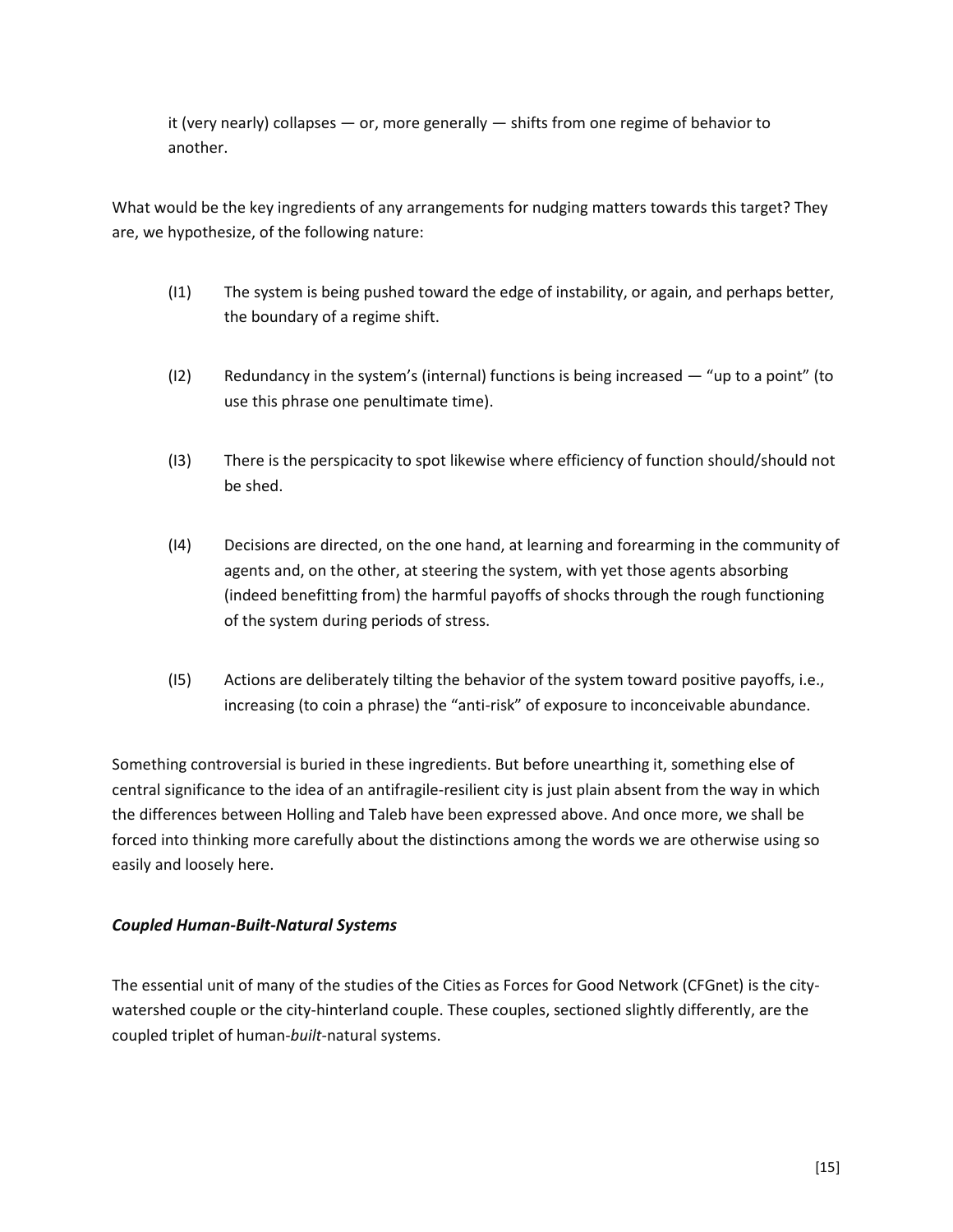it (very nearly) collapses — or, more generally — shifts from one regime of behavior to another.

What would be the key ingredients of any arrangements for nudging matters towards this target? They are, we hypothesize, of the following nature:

(I1) The system is being pushed toward the edge of instability, or again, and perhaps better, the boundary of a regime shift.

(I2) Redundancy in the system's (internal) functions is being increased — "up to a point" (to use this phrase one penultimate time).

(I3) There is the perspicacity to spot likewise where efficiency of function should/should not be shed.

(I4) Decisions are directed, on the one hand, at learning and forearming in the community of agents and, on the other, at steering the system, with yet those agents absorbing (indeed benefitting from) the harmful payoffs of shocks through the rough functioning of the system during periods of stress.

(I5) Actions are deliberately tilting the behavior of the system toward positive payoffs, i.e., increasing (to coin a phrase) the "anti-risk" of exposure to inconceivable abundance.

Something controversial is buried in these ingredients. But before unearthing it, something else of central significance to the idea of an antifragile-resilient city is just plain absent from the way in which the differences between Holling and Taleb have been expressed above. And once more, we shall be forced into thinking more carefully about the distinctions among the words we are otherwise using so easily and loosely here.

### *Coupled Human-Built-Natural Systems*

The essential unit of many of the studies of the Cities as Forces for Good Network (CFGnet) is the city-watershed couple or the city-hinterland couple. These couples, sectioned slightly differently, are the coupled triplet of human-*built*-natural systems.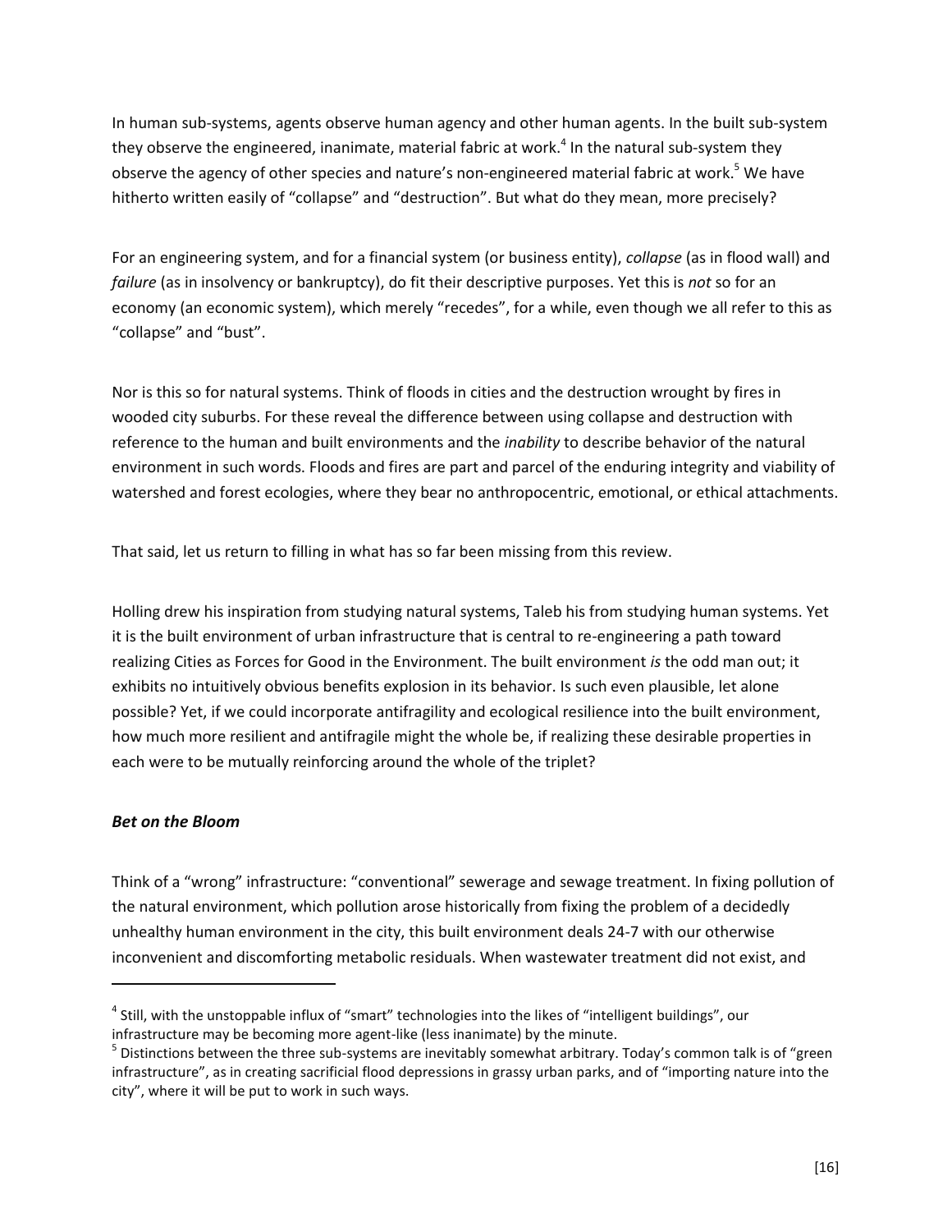In human sub-systems, agents observe human agency and other human agents. In the built sub-system they observe the engineered, inanimate, material fabric at work.[4] In the natural sub-system they observe the agency of other species and nature's non-engineered material fabric at work.[5] We have hitherto written easily of "collapse" and "destruction". But what do they mean, more precisely?

For an engineering system, and for a financial system (or business entity), *collapse* (as in flood wall) and *failure* (as in insolvency or bankruptcy), do fit their descriptive purposes. Yet this is *not* so for an economy (an economic system), which merely "recedes", for a while, even though we all refer to this as "collapse" and "bust".

Nor is this so for natural systems. Think of floods in cities and the destruction wrought by fires in wooded city suburbs. For these reveal the difference between using collapse and destruction with reference to the human and built environments and the *inability* to describe behavior of the natural environment in such words. Floods and fires are part and parcel of the enduring integrity and viability of watershed and forest ecologies, where they bear no anthropocentric, emotional, or ethical attachments.

That said, let us return to filling in what has so far been missing from this review.

Holling drew his inspiration from studying natural systems, Taleb his from studying human systems. Yet it is the built environment of urban infrastructure that is central to re-engineering a path toward realizing Cities as Forces for Good in the Environment. The built environment *is* the odd man out; it exhibits no intuitively obvious benefits explosion in its behavior. Is such even plausible, let alone possible? Yet, if we could incorporate antifragility and ecological resilience into the built environment, how much more resilient and antifragile might the whole be, if realizing these desirable properties in each were to be mutually reinforcing around the whole of the triplet?

### *Bet on the Bloom*

Think of a "wrong" infrastructure: "conventional" sewerage and sewage treatment. In fixing pollution of the natural environment, which pollution arose historically from fixing the problem of a decidedly unhealthy human environment in the city, this built environment deals 24-7 with our otherwise inconvenient and discomforting metabolic residuals. When wastewater treatment did not exist, and

[4] Still, with the unstoppable influx of "smart" technologies into the likes of "intelligent buildings", our infrastructure may be becoming more agent-like (less inanimate) by the minute.

[5] Distinctions between the three sub-systems are inevitably somewhat arbitrary. Today's common talk is of "green infrastructure", as in creating sacrificial flood depressions in grassy urban parks, and of "importing nature into the city", where it will be put to work in such ways.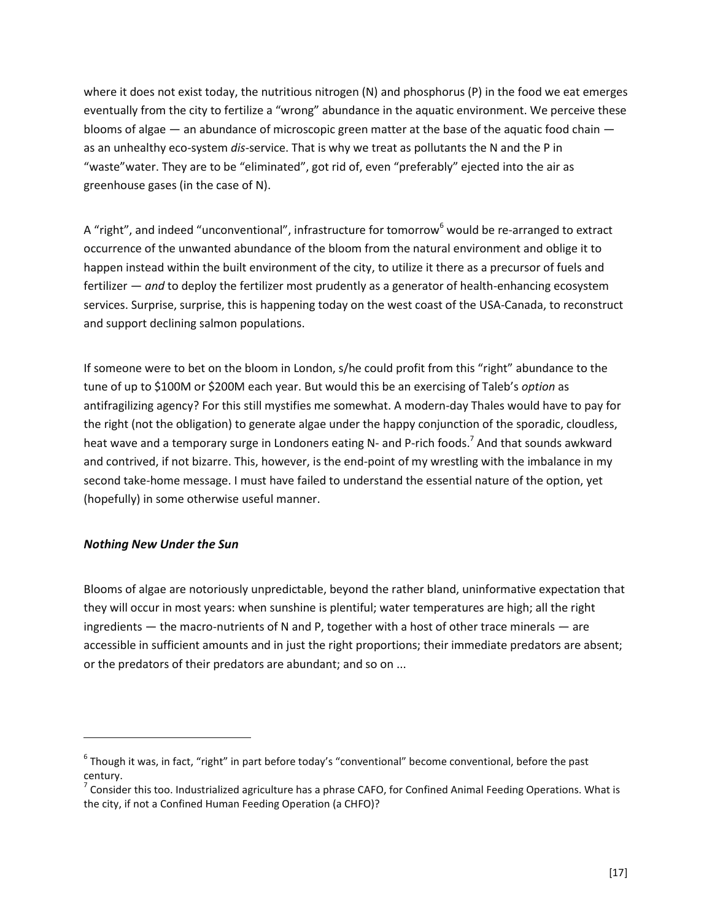where it does not exist today, the nutritious nitrogen (N) and phosphorus (P) in the food we eat emerges eventually from the city to fertilize a "wrong" abundance in the aquatic environment. We perceive these blooms of algae — an abundance of microscopic green matter at the base of the aquatic food chain — as an unhealthy eco-system *dis*-service. That is why we treat as pollutants the N and the P in "waste"water. They are to be "eliminated", got rid of, even "preferably" ejected into the air as greenhouse gases (in the case of N).

A "right", and indeed "unconventional", infrastructure for tomorrow[6] would be re-arranged to extract occurrence of the unwanted abundance of the bloom from the natural environment and oblige it to happen instead within the built environment of the city, to utilize it there as a precursor of fuels and fertilizer — *and* to deploy the fertilizer most prudently as a generator of health-enhancing ecosystem services. Surprise, surprise, this is happening today on the west coast of the USA-Canada, to reconstruct and support declining salmon populations.

If someone were to bet on the bloom in London, s/he could profit from this "right" abundance to the tune of up to \$100M or \$200M each year. But would this be an exercising of Taleb's *option* as antifragilizing agency? For this still mystifies me somewhat. A modern-day Thales would have to pay for the right (not the obligation) to generate algae under the happy conjunction of the sporadic, cloudless, heat wave and a temporary surge in Londoners eating N- and P-rich foods.[7] And that sounds awkward and contrived, if not bizarre. This, however, is the end-point of my wrestling with the imbalance in my second take-home message. I must have failed to understand the essential nature of the option, yet (hopefully) in some otherwise useful manner.

### *Nothing New Under the Sun*

Blooms of algae are notoriously unpredictable, beyond the rather bland, uninformative expectation that they will occur in most years: when sunshine is plentiful; water temperatures are high; all the right ingredients — the macro-nutrients of N and P, together with a host of other trace minerals — are accessible in sufficient amounts and in just the right proportions; their immediate predators are absent; or the predators of their predators are abundant; and so on ...

---

[6] Though it was, in fact, "right" in part before today's "conventional" become conventional, before the past century.

[7] Consider this too. Industrialized agriculture has a phrase CAFO, for Confined Animal Feeding Operations. What is the city, if not a Confined Human Feeding Operation (a CHFO)?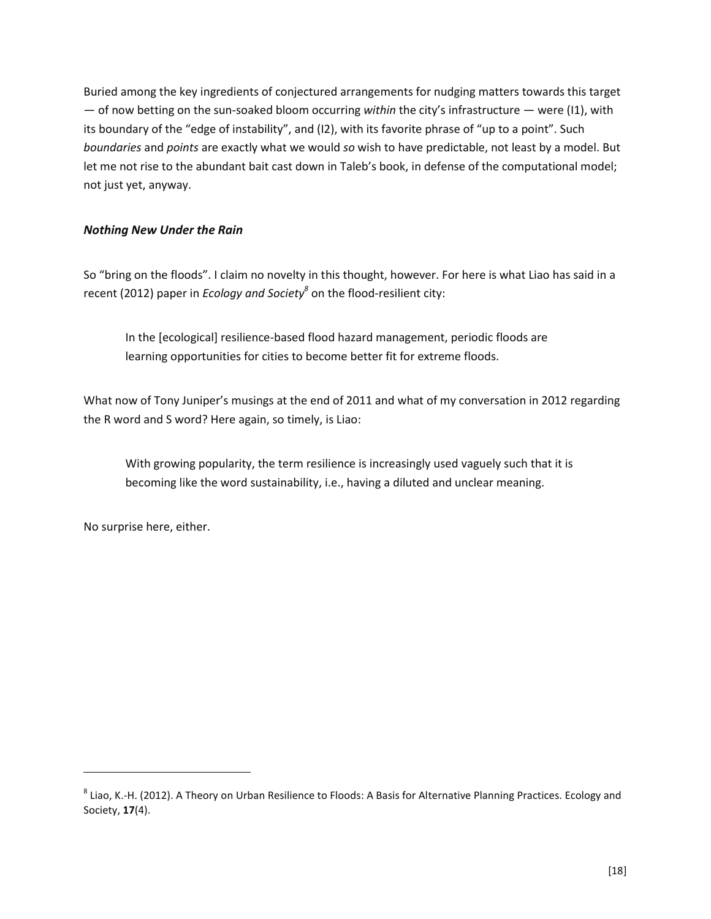Buried among the key ingredients of conjectured arrangements for nudging matters towards this target — of now betting on the sun-soaked bloom occurring *within* the city's infrastructure — were (I1), with its boundary of the "edge of instability", and (I2), with its favorite phrase of "up to a point". Such *boundaries* and *points* are exactly what we would *so* wish to have predictable, not least by a model. But let me not rise to the abundant bait cast down in Taleb's book, in defense of the computational model; not just yet, anyway.

### *Nothing New Under the Rain*

So "bring on the floods". I claim no novelty in this thought, however. For here is what Liao has said in a recent (2012) paper in *Ecology and Society*[8] on the flood-resilient city:

> In the [ecological] resilience-based flood hazard management, periodic floods are learning opportunities for cities to become better fit for extreme floods.

What now of Tony Juniper's musings at the end of 2011 and what of my conversation in 2012 regarding the R word and S word? Here again, so timely, is Liao:

> With growing popularity, the term resilience is increasingly used vaguely such that it is becoming like the word sustainability, i.e., having a diluted and unclear meaning.

No surprise here, either.

---

[8] Liao, K.-H. (2012). A Theory on Urban Resilience to Floods: A Basis for Alternative Planning Practices. Ecology and Society, **17**(4).